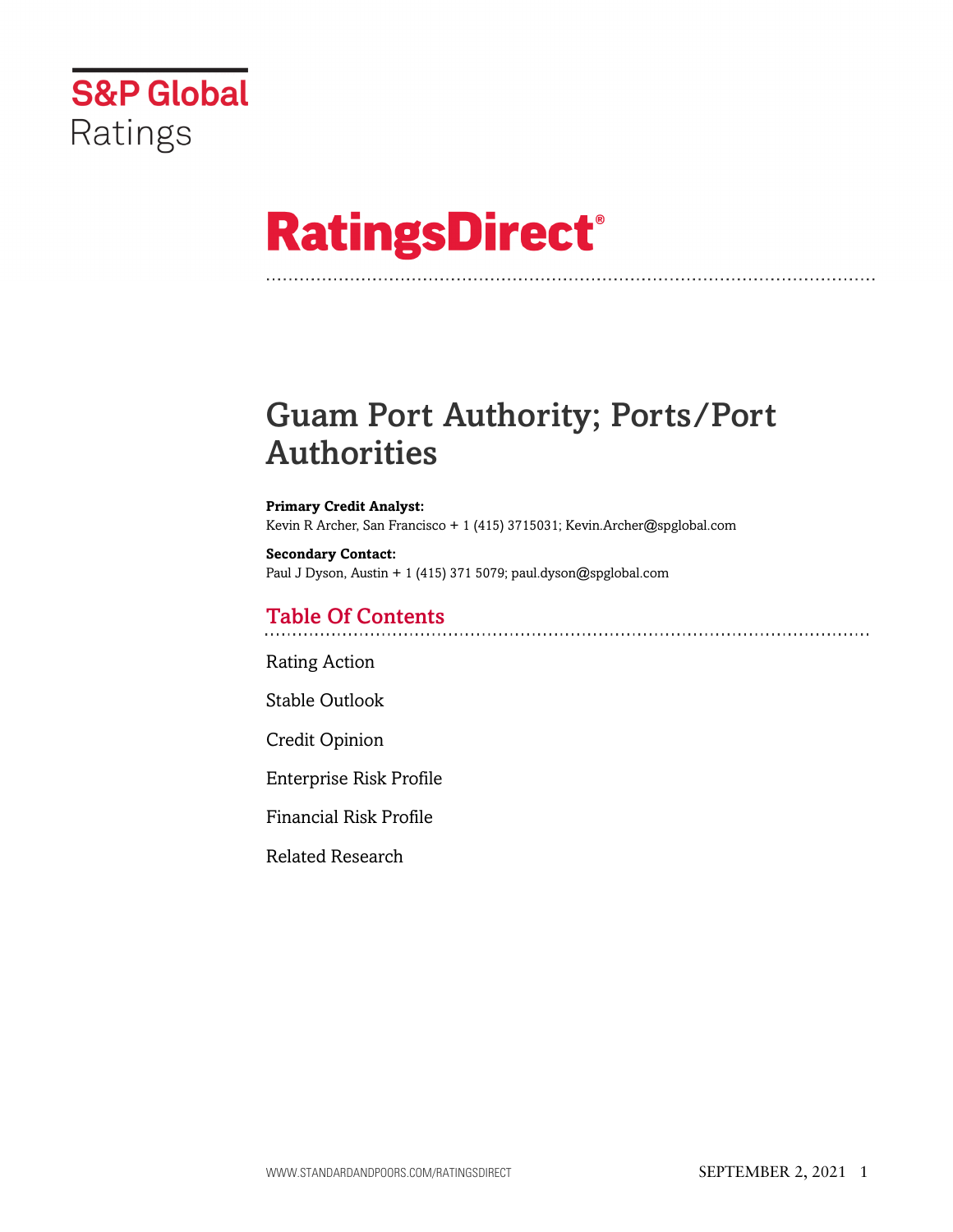S&P Global Ratings

# RatingsDirect®

# Guam Port Authority; Ports/Port Authorities

**Primary Credit Analyst:**
Kevin R Archer, San Francisco + 1 (415) 3715031; Kevin.Archer@spglobal.com

**Secondary Contact:**
Paul J Dyson, Austin + 1 (415) 371 5079; paul.dyson@spglobal.com

## Table Of Contents

Rating Action

Stable Outlook

Credit Opinion

Enterprise Risk Profile

Financial Risk Profile

Related Research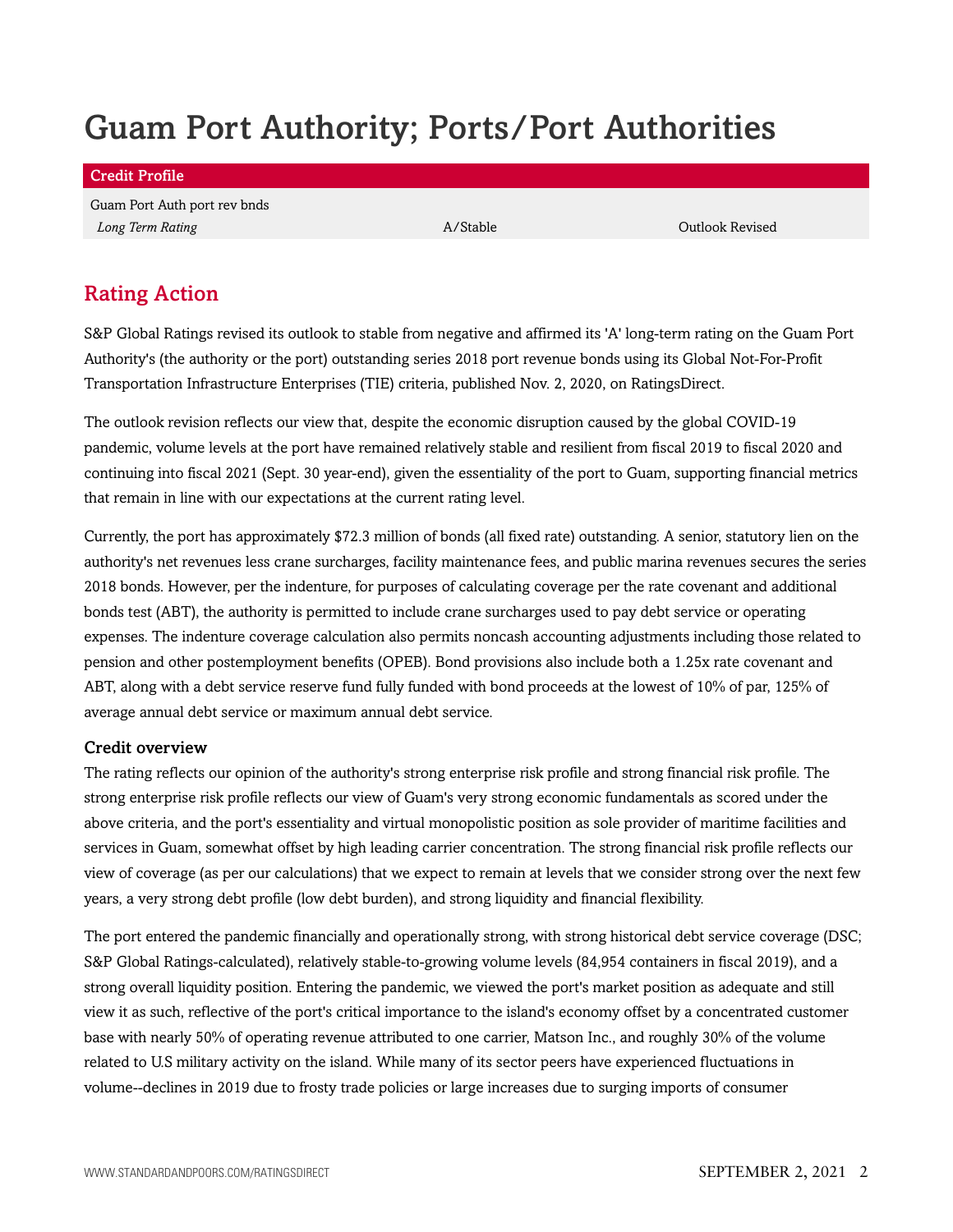# Guam Port Authority; Ports/Port Authorities

| Credit Profile | | |
|---|---|---|
| Guam Port Auth port rev bnds | | |
| *Long Term Rating* | A/Stable | Outlook Revised |

## Rating Action

S&P Global Ratings revised its outlook to stable from negative and affirmed its 'A' long-term rating on the Guam Port Authority's (the authority or the port) outstanding series 2018 port revenue bonds using its Global Not-For-Profit Transportation Infrastructure Enterprises (TIE) criteria, published Nov. 2, 2020, on RatingsDirect.

The outlook revision reflects our view that, despite the economic disruption caused by the global COVID-19 pandemic, volume levels at the port have remained relatively stable and resilient from fiscal 2019 to fiscal 2020 and continuing into fiscal 2021 (Sept. 30 year-end), given the essentiality of the port to Guam, supporting financial metrics that remain in line with our expectations at the current rating level.

Currently, the port has approximately $72.3 million of bonds (all fixed rate) outstanding. A senior, statutory lien on the authority's net revenues less crane surcharges, facility maintenance fees, and public marina revenues secures the series 2018 bonds. However, per the indenture, for purposes of calculating coverage per the rate covenant and additional bonds test (ABT), the authority is permitted to include crane surcharges used to pay debt service or operating expenses. The indenture coverage calculation also permits noncash accounting adjustments including those related to pension and other postemployment benefits (OPEB). Bond provisions also include both a 1.25x rate covenant and ABT, along with a debt service reserve fund fully funded with bond proceeds at the lowest of 10% of par, 125% of average annual debt service or maximum annual debt service.

### Credit overview

The rating reflects our opinion of the authority's strong enterprise risk profile and strong financial risk profile. The strong enterprise risk profile reflects our view of Guam's very strong economic fundamentals as scored under the above criteria, and the port's essentiality and virtual monopolistic position as sole provider of maritime facilities and services in Guam, somewhat offset by high leading carrier concentration. The strong financial risk profile reflects our view of coverage (as per our calculations) that we expect to remain at levels that we consider strong over the next few years, a very strong debt profile (low debt burden), and strong liquidity and financial flexibility.

The port entered the pandemic financially and operationally strong, with strong historical debt service coverage (DSC; S&P Global Ratings-calculated), relatively stable-to-growing volume levels (84,954 containers in fiscal 2019), and a strong overall liquidity position. Entering the pandemic, we viewed the port's market position as adequate and still view it as such, reflective of the port's critical importance to the island's economy offset by a concentrated customer base with nearly 50% of operating revenue attributed to one carrier, Matson Inc., and roughly 30% of the volume related to U.S military activity on the island. While many of its sector peers have experienced fluctuations in volume--declines in 2019 due to frosty trade policies or large increases due to surging imports of consumer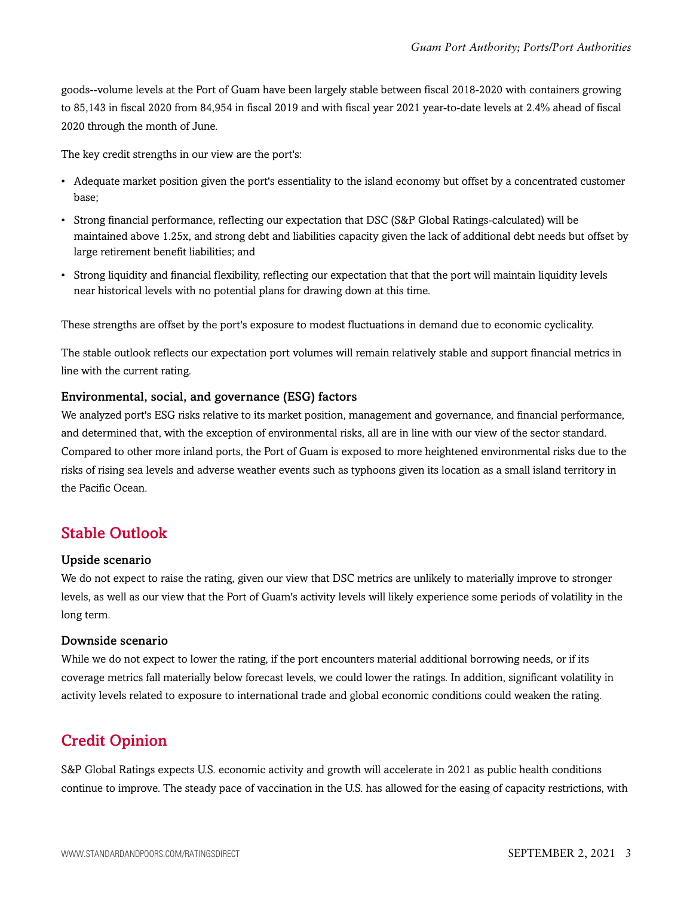goods--volume levels at the Port of Guam have been largely stable between fiscal 2018-2020 with containers growing to 85,143 in fiscal 2020 from 84,954 in fiscal 2019 and with fiscal year 2021 year-to-date levels at 2.4% ahead of fiscal 2020 through the month of June.

The key credit strengths in our view are the port's:

- Adequate market position given the port's essentiality to the island economy but offset by a concentrated customer base;
- Strong financial performance, reflecting our expectation that DSC (S&P Global Ratings-calculated) will be maintained above 1.25x, and strong debt and liabilities capacity given the lack of additional debt needs but offset by large retirement benefit liabilities; and
- Strong liquidity and financial flexibility, reflecting our expectation that that the port will maintain liquidity levels near historical levels with no potential plans for drawing down at this time.

These strengths are offset by the port's exposure to modest fluctuations in demand due to economic cyclicality.

The stable outlook reflects our expectation port volumes will remain relatively stable and support financial metrics in line with the current rating.

### Environmental, social, and governance (ESG) factors

We analyzed port's ESG risks relative to its market position, management and governance, and financial performance, and determined that, with the exception of environmental risks, all are in line with our view of the sector standard. Compared to other more inland ports, the Port of Guam is exposed to more heightened environmental risks due to the risks of rising sea levels and adverse weather events such as typhoons given its location as a small island territory in the Pacific Ocean.

## Stable Outlook

### Upside scenario

We do not expect to raise the rating, given our view that DSC metrics are unlikely to materially improve to stronger levels, as well as our view that the Port of Guam's activity levels will likely experience some periods of volatility in the long term.

### Downside scenario

While we do not expect to lower the rating, if the port encounters material additional borrowing needs, or if its coverage metrics fall materially below forecast levels, we could lower the ratings. In addition, significant volatility in activity levels related to exposure to international trade and global economic conditions could weaken the rating.

## Credit Opinion

S&P Global Ratings expects U.S. economic activity and growth will accelerate in 2021 as public health conditions continue to improve. The steady pace of vaccination in the U.S. has allowed for the easing of capacity restrictions, with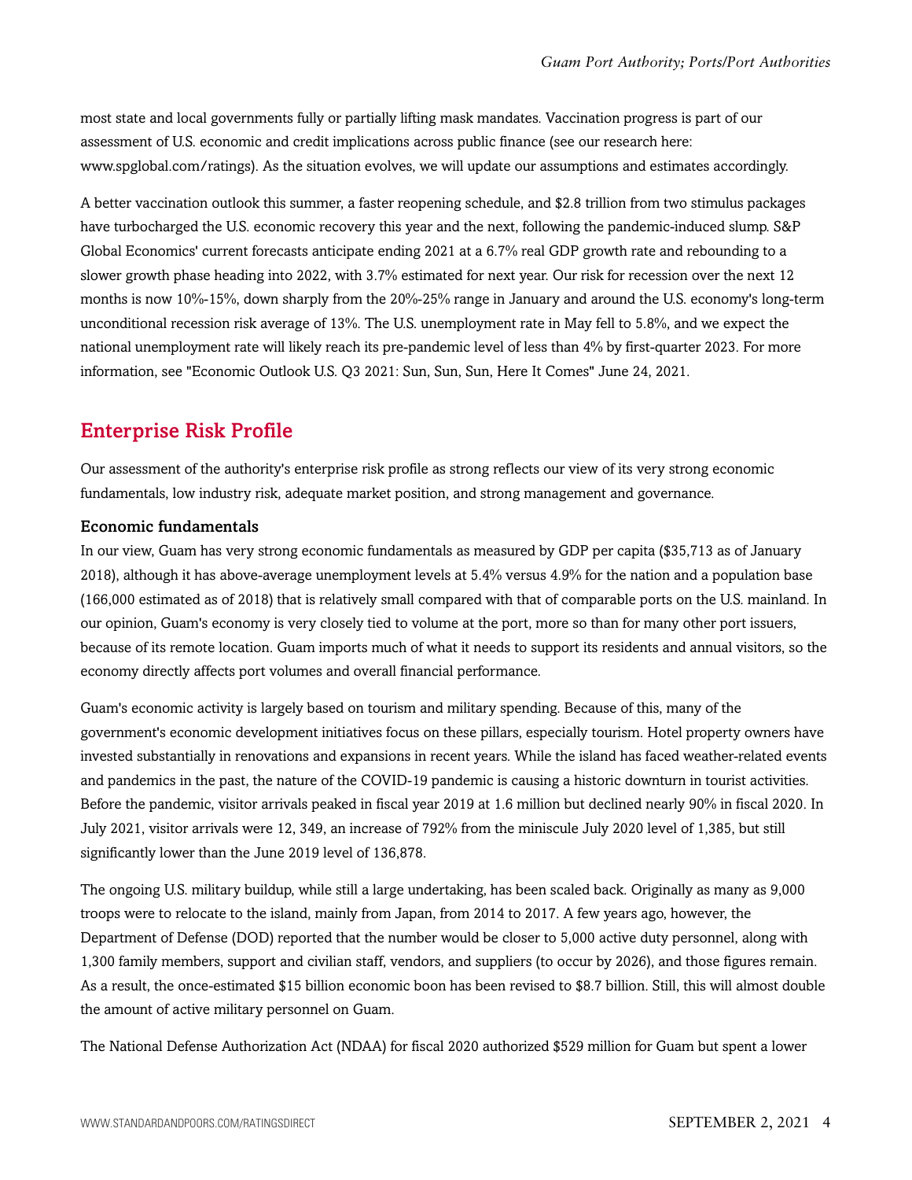most state and local governments fully or partially lifting mask mandates. Vaccination progress is part of our assessment of U.S. economic and credit implications across public finance (see our research here: www.spglobal.com/ratings). As the situation evolves, we will update our assumptions and estimates accordingly.

A better vaccination outlook this summer, a faster reopening schedule, and $2.8 trillion from two stimulus packages have turbocharged the U.S. economic recovery this year and the next, following the pandemic-induced slump. S&P Global Economics' current forecasts anticipate ending 2021 at a 6.7% real GDP growth rate and rebounding to a slower growth phase heading into 2022, with 3.7% estimated for next year. Our risk for recession over the next 12 months is now 10%-15%, down sharply from the 20%-25% range in January and around the U.S. economy's long-term unconditional recession risk average of 13%. The U.S. unemployment rate in May fell to 5.8%, and we expect the national unemployment rate will likely reach its pre-pandemic level of less than 4% by first-quarter 2023. For more information, see "Economic Outlook U.S. Q3 2021: Sun, Sun, Sun, Here It Comes" June 24, 2021.

## Enterprise Risk Profile

Our assessment of the authority's enterprise risk profile as strong reflects our view of its very strong economic fundamentals, low industry risk, adequate market position, and strong management and governance.

### Economic fundamentals

In our view, Guam has very strong economic fundamentals as measured by GDP per capita ($35,713 as of January 2018), although it has above-average unemployment levels at 5.4% versus 4.9% for the nation and a population base (166,000 estimated as of 2018) that is relatively small compared with that of comparable ports on the U.S. mainland. In our opinion, Guam's economy is very closely tied to volume at the port, more so than for many other port issuers, because of its remote location. Guam imports much of what it needs to support its residents and annual visitors, so the economy directly affects port volumes and overall financial performance.

Guam's economic activity is largely based on tourism and military spending. Because of this, many of the government's economic development initiatives focus on these pillars, especially tourism. Hotel property owners have invested substantially in renovations and expansions in recent years. While the island has faced weather-related events and pandemics in the past, the nature of the COVID-19 pandemic is causing a historic downturn in tourist activities. Before the pandemic, visitor arrivals peaked in fiscal year 2019 at 1.6 million but declined nearly 90% in fiscal 2020. In July 2021, visitor arrivals were 12, 349, an increase of 792% from the miniscule July 2020 level of 1,385, but still significantly lower than the June 2019 level of 136,878.

The ongoing U.S. military buildup, while still a large undertaking, has been scaled back. Originally as many as 9,000 troops were to relocate to the island, mainly from Japan, from 2014 to 2017. A few years ago, however, the Department of Defense (DOD) reported that the number would be closer to 5,000 active duty personnel, along with 1,300 family members, support and civilian staff, vendors, and suppliers (to occur by 2026), and those figures remain. As a result, the once-estimated $15 billion economic boon has been revised to $8.7 billion. Still, this will almost double the amount of active military personnel on Guam.

The National Defense Authorization Act (NDAA) for fiscal 2020 authorized $529 million for Guam but spent a lower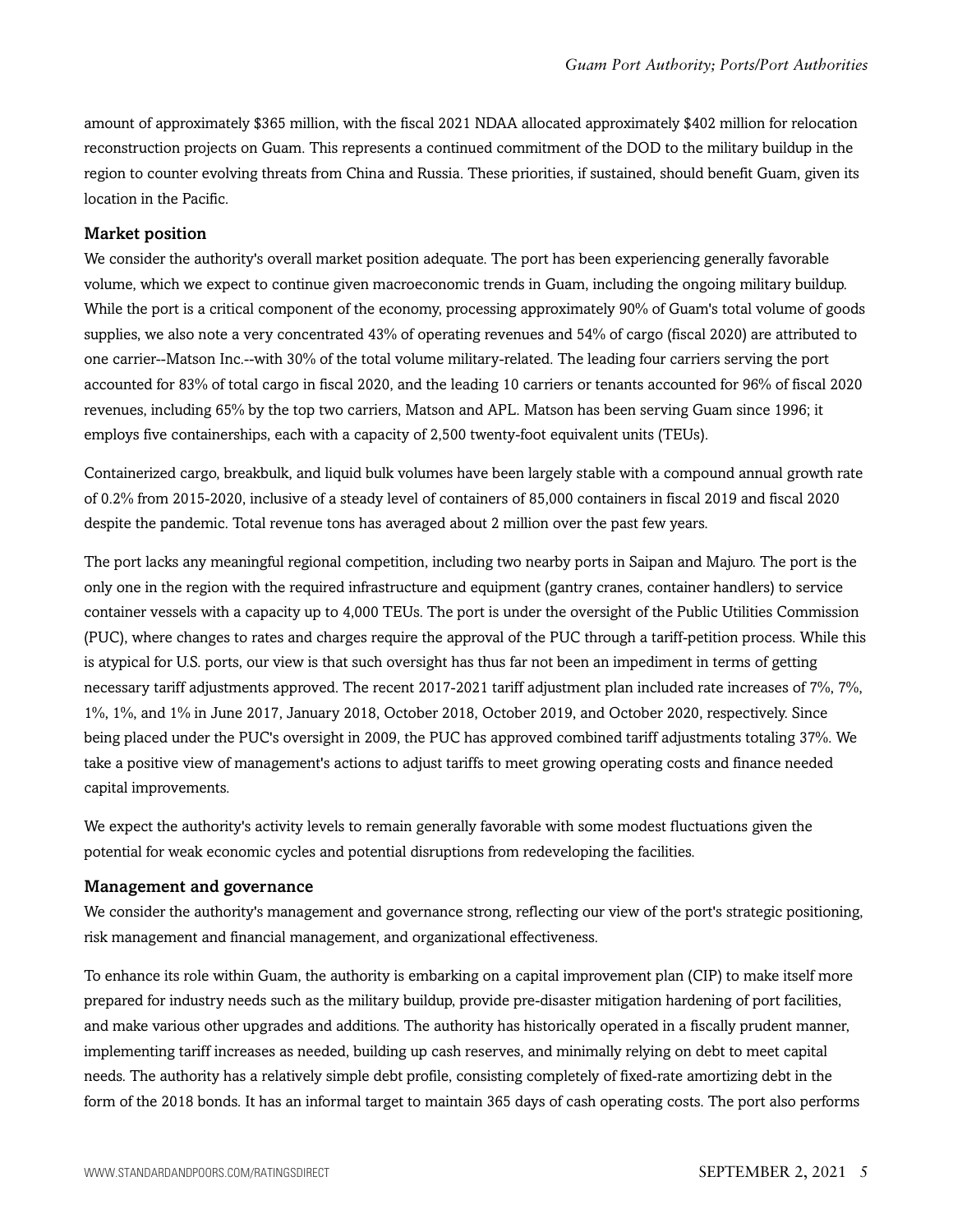amount of approximately $365 million, with the fiscal 2021 NDAA allocated approximately $402 million for relocation reconstruction projects on Guam. This represents a continued commitment of the DOD to the military buildup in the region to counter evolving threats from China and Russia. These priorities, if sustained, should benefit Guam, given its location in the Pacific.

### Market position

We consider the authority's overall market position adequate. The port has been experiencing generally favorable volume, which we expect to continue given macroeconomic trends in Guam, including the ongoing military buildup. While the port is a critical component of the economy, processing approximately 90% of Guam's total volume of goods supplies, we also note a very concentrated 43% of operating revenues and 54% of cargo (fiscal 2020) are attributed to one carrier--Matson Inc.--with 30% of the total volume military-related. The leading four carriers serving the port accounted for 83% of total cargo in fiscal 2020, and the leading 10 carriers or tenants accounted for 96% of fiscal 2020 revenues, including 65% by the top two carriers, Matson and APL. Matson has been serving Guam since 1996; it employs five containerships, each with a capacity of 2,500 twenty-foot equivalent units (TEUs).

Containerized cargo, breakbulk, and liquid bulk volumes have been largely stable with a compound annual growth rate of 0.2% from 2015-2020, inclusive of a steady level of containers of 85,000 containers in fiscal 2019 and fiscal 2020 despite the pandemic. Total revenue tons has averaged about 2 million over the past few years.

The port lacks any meaningful regional competition, including two nearby ports in Saipan and Majuro. The port is the only one in the region with the required infrastructure and equipment (gantry cranes, container handlers) to service container vessels with a capacity up to 4,000 TEUs. The port is under the oversight of the Public Utilities Commission (PUC), where changes to rates and charges require the approval of the PUC through a tariff-petition process. While this is atypical for U.S. ports, our view is that such oversight has thus far not been an impediment in terms of getting necessary tariff adjustments approved. The recent 2017-2021 tariff adjustment plan included rate increases of 7%, 7%, 1%, 1%, and 1% in June 2017, January 2018, October 2018, October 2019, and October 2020, respectively. Since being placed under the PUC's oversight in 2009, the PUC has approved combined tariff adjustments totaling 37%. We take a positive view of management's actions to adjust tariffs to meet growing operating costs and finance needed capital improvements.

We expect the authority's activity levels to remain generally favorable with some modest fluctuations given the potential for weak economic cycles and potential disruptions from redeveloping the facilities.

### Management and governance

We consider the authority's management and governance strong, reflecting our view of the port's strategic positioning, risk management and financial management, and organizational effectiveness.

To enhance its role within Guam, the authority is embarking on a capital improvement plan (CIP) to make itself more prepared for industry needs such as the military buildup, provide pre-disaster mitigation hardening of port facilities, and make various other upgrades and additions. The authority has historically operated in a fiscally prudent manner, implementing tariff increases as needed, building up cash reserves, and minimally relying on debt to meet capital needs. The authority has a relatively simple debt profile, consisting completely of fixed-rate amortizing debt in the form of the 2018 bonds. It has an informal target to maintain 365 days of cash operating costs. The port also performs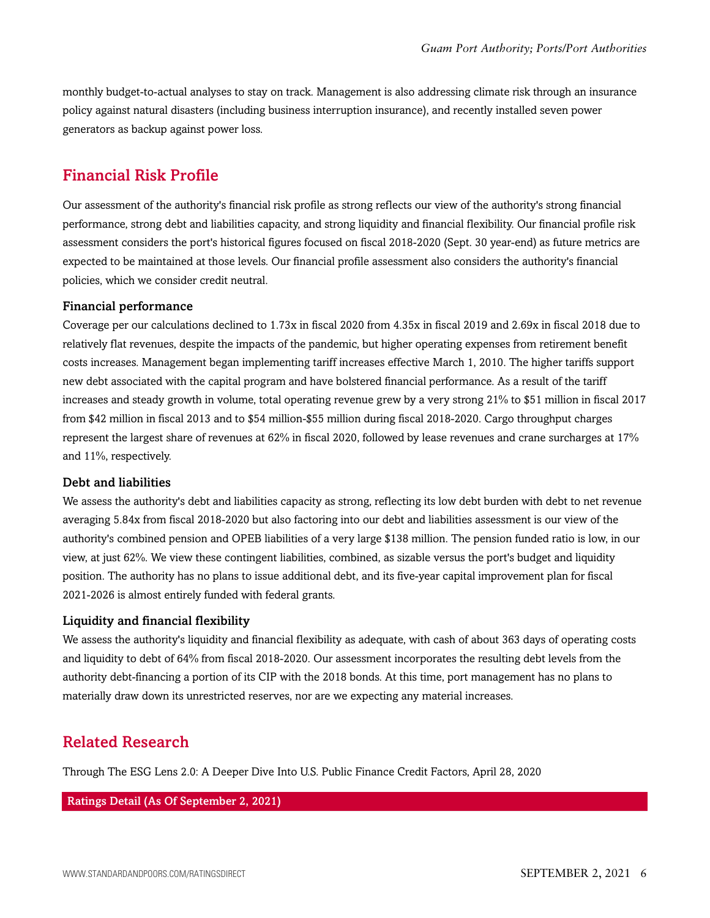monthly budget-to-actual analyses to stay on track. Management is also addressing climate risk through an insurance policy against natural disasters (including business interruption insurance), and recently installed seven power generators as backup against power loss.

## Financial Risk Profile

Our assessment of the authority's financial risk profile as strong reflects our view of the authority's strong financial performance, strong debt and liabilities capacity, and strong liquidity and financial flexibility. Our financial profile risk assessment considers the port's historical figures focused on fiscal 2018-2020 (Sept. 30 year-end) as future metrics are expected to be maintained at those levels. Our financial profile assessment also considers the authority's financial policies, which we consider credit neutral.

### Financial performance

Coverage per our calculations declined to 1.73x in fiscal 2020 from 4.35x in fiscal 2019 and 2.69x in fiscal 2018 due to relatively flat revenues, despite the impacts of the pandemic, but higher operating expenses from retirement benefit costs increases. Management began implementing tariff increases effective March 1, 2010. The higher tariffs support new debt associated with the capital program and have bolstered financial performance. As a result of the tariff increases and steady growth in volume, total operating revenue grew by a very strong 21% to $51 million in fiscal 2017 from $42 million in fiscal 2013 and to $54 million-$55 million during fiscal 2018-2020. Cargo throughput charges represent the largest share of revenues at 62% in fiscal 2020, followed by lease revenues and crane surcharges at 17% and 11%, respectively.

### Debt and liabilities

We assess the authority's debt and liabilities capacity as strong, reflecting its low debt burden with debt to net revenue averaging 5.84x from fiscal 2018-2020 but also factoring into our debt and liabilities assessment is our view of the authority's combined pension and OPEB liabilities of a very large $138 million. The pension funded ratio is low, in our view, at just 62%. We view these contingent liabilities, combined, as sizable versus the port's budget and liquidity position. The authority has no plans to issue additional debt, and its five-year capital improvement plan for fiscal 2021-2026 is almost entirely funded with federal grants.

### Liquidity and financial flexibility

We assess the authority's liquidity and financial flexibility as adequate, with cash of about 363 days of operating costs and liquidity to debt of 64% from fiscal 2018-2020. Our assessment incorporates the resulting debt levels from the authority debt-financing a portion of its CIP with the 2018 bonds. At this time, port management has no plans to materially draw down its unrestricted reserves, nor are we expecting any material increases.

## Related Research

Through The ESG Lens 2.0: A Deeper Dive Into U.S. Public Finance Credit Factors, April 28, 2020

**Ratings Detail (As Of September 2, 2021)**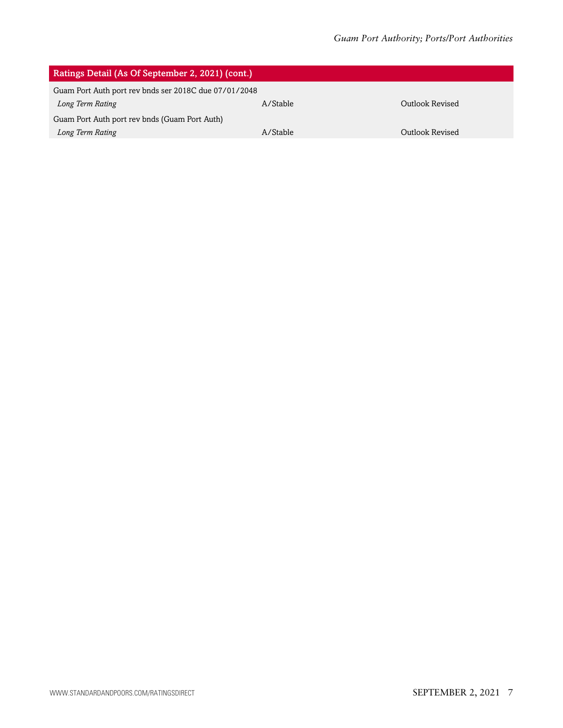| Ratings Detail (As Of September 2, 2021) (cont.) | | |
|---|---|---|
| Guam Port Auth port rev bnds ser 2018C due 07/01/2048 | | |
| *Long Term Rating* | A/Stable | Outlook Revised |
| Guam Port Auth port rev bnds (Guam Port Auth) | | |
| *Long Term Rating* | A/Stable | Outlook Revised |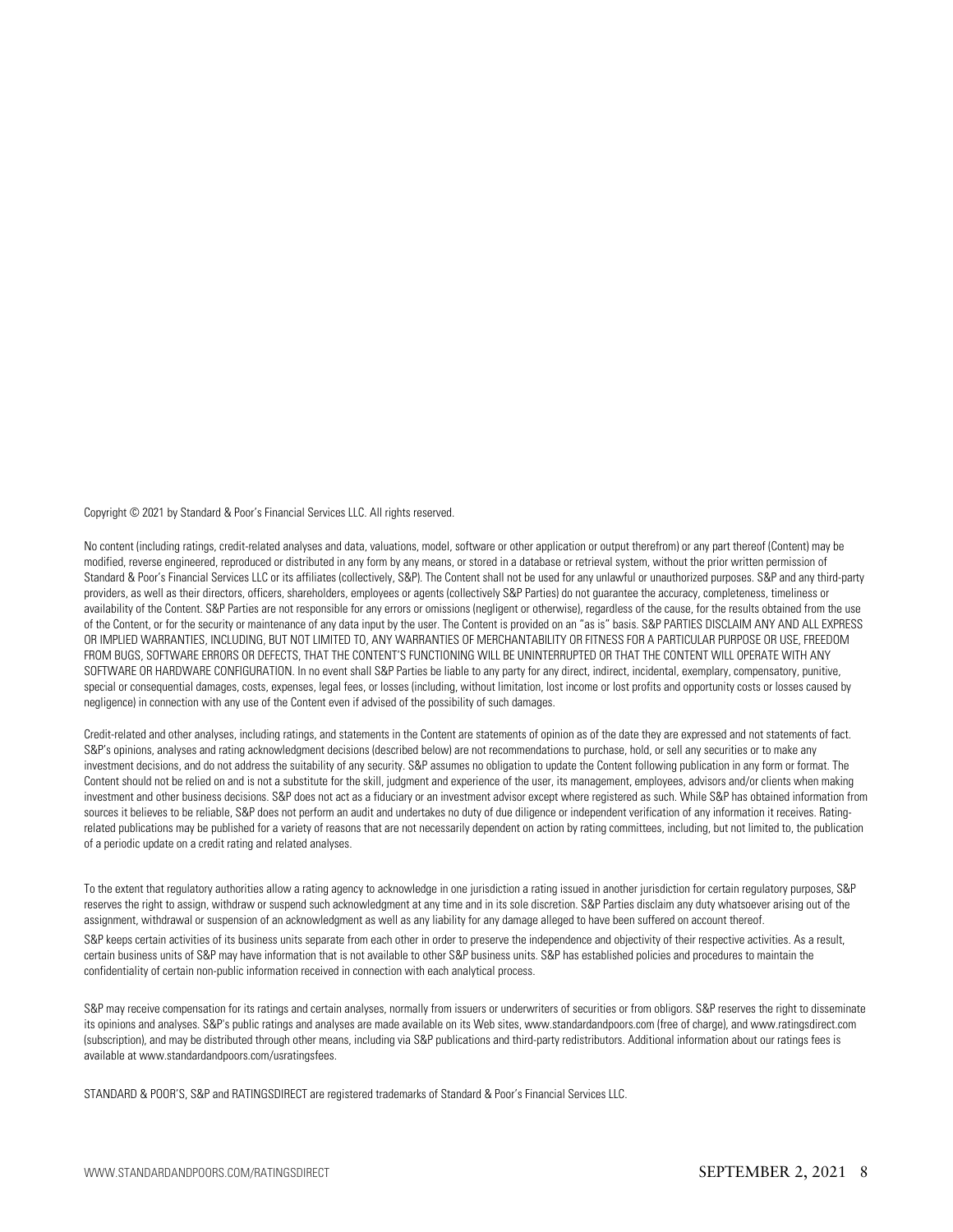Copyright © 2021 by Standard & Poor's Financial Services LLC. All rights reserved.

No content (including ratings, credit-related analyses and data, valuations, model, software or other application or output therefrom) or any part thereof (Content) may be modified, reverse engineered, reproduced or distributed in any form by any means, or stored in a database or retrieval system, without the prior written permission of Standard & Poor's Financial Services LLC or its affiliates (collectively, S&P). The Content shall not be used for any unlawful or unauthorized purposes. S&P and any third-party providers, as well as their directors, officers, shareholders, employees or agents (collectively S&P Parties) do not guarantee the accuracy, completeness, timeliness or availability of the Content. S&P Parties are not responsible for any errors or omissions (negligent or otherwise), regardless of the cause, for the results obtained from the use of the Content, or for the security or maintenance of any data input by the user. The Content is provided on an "as is" basis. S&P PARTIES DISCLAIM ANY AND ALL EXPRESS OR IMPLIED WARRANTIES, INCLUDING, BUT NOT LIMITED TO, ANY WARRANTIES OF MERCHANTABILITY OR FITNESS FOR A PARTICULAR PURPOSE OR USE, FREEDOM FROM BUGS, SOFTWARE ERRORS OR DEFECTS, THAT THE CONTENT'S FUNCTIONING WILL BE UNINTERRUPTED OR THAT THE CONTENT WILL OPERATE WITH ANY SOFTWARE OR HARDWARE CONFIGURATION. In no event shall S&P Parties be liable to any party for any direct, indirect, incidental, exemplary, compensatory, punitive, special or consequential damages, costs, expenses, legal fees, or losses (including, without limitation, lost income or lost profits and opportunity costs or losses caused by negligence) in connection with any use of the Content even if advised of the possibility of such damages.

Credit-related and other analyses, including ratings, and statements in the Content are statements of opinion as of the date they are expressed and not statements of fact. S&P's opinions, analyses and rating acknowledgment decisions (described below) are not recommendations to purchase, hold, or sell any securities or to make any investment decisions, and do not address the suitability of any security. S&P assumes no obligation to update the Content following publication in any form or format. The Content should not be relied on and is not a substitute for the skill, judgment and experience of the user, its management, employees, advisors and/or clients when making investment and other business decisions. S&P does not act as a fiduciary or an investment advisor except where registered as such. While S&P has obtained information from sources it believes to be reliable, S&P does not perform an audit and undertakes no duty of due diligence or independent verification of any information it receives. Rating-related publications may be published for a variety of reasons that are not necessarily dependent on action by rating committees, including, but not limited to, the publication of a periodic update on a credit rating and related analyses.

To the extent that regulatory authorities allow a rating agency to acknowledge in one jurisdiction a rating issued in another jurisdiction for certain regulatory purposes, S&P reserves the right to assign, withdraw or suspend such acknowledgment at any time and in its sole discretion. S&P Parties disclaim any duty whatsoever arising out of the assignment, withdrawal or suspension of an acknowledgment as well as any liability for any damage alleged to have been suffered on account thereof.

S&P keeps certain activities of its business units separate from each other in order to preserve the independence and objectivity of their respective activities. As a result, certain business units of S&P may have information that is not available to other S&P business units. S&P has established policies and procedures to maintain the confidentiality of certain non-public information received in connection with each analytical process.

S&P may receive compensation for its ratings and certain analyses, normally from issuers or underwriters of securities or from obligors. S&P reserves the right to disseminate its opinions and analyses. S&P's public ratings and analyses are made available on its Web sites, www.standardandpoors.com (free of charge), and www.ratingsdirect.com (subscription), and may be distributed through other means, including via S&P publications and third-party redistributors. Additional information about our ratings fees is available at www.standardandpoors.com/usratingsfees.

STANDARD & POOR'S, S&P and RATINGSDIRECT are registered trademarks of Standard & Poor's Financial Services LLC.